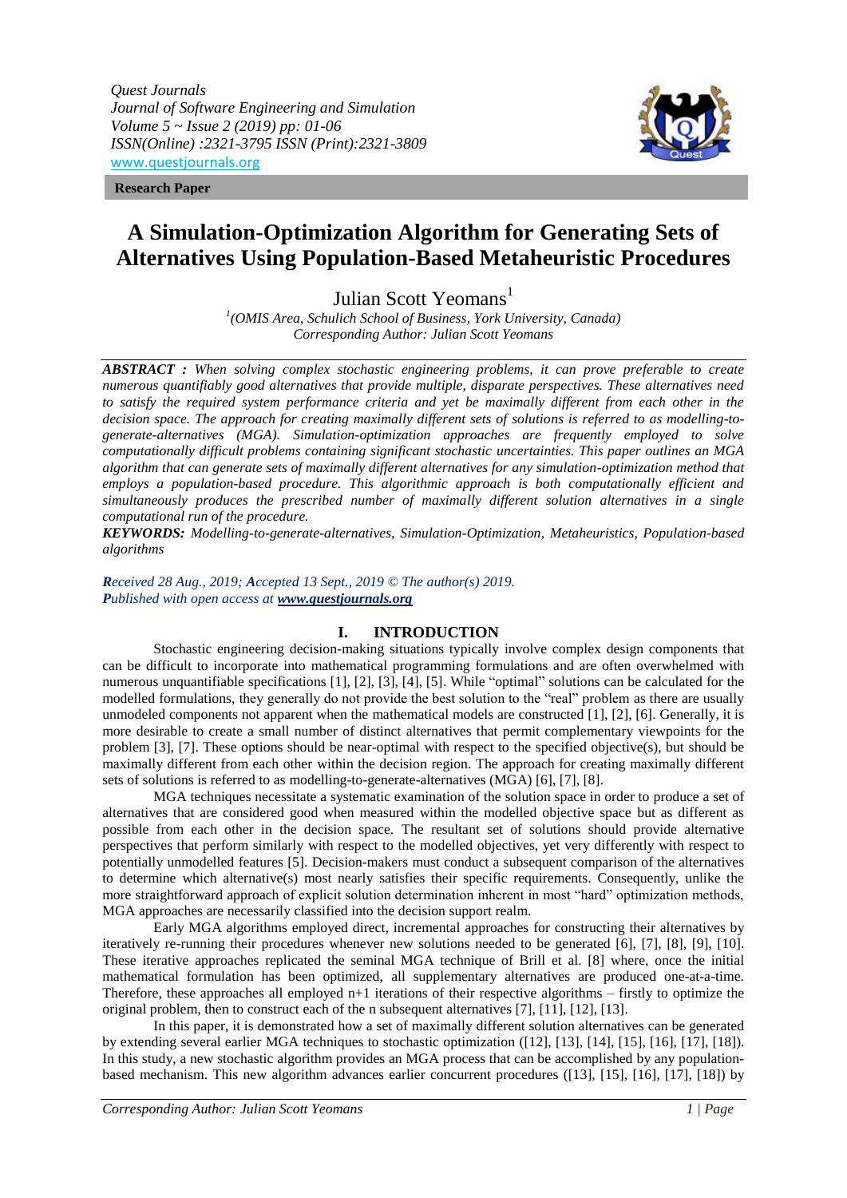**Research Paper**

# A Simulation-Optimization Algorithm for Generating Sets of Alternatives Using Population-Based Metaheuristic Procedures

Julian Scott Yeomans[1]

[1](OMIS Area, Schulich School of Business, York University, Canada)
Corresponding Author: Julian Scott Yeomans

***ABSTRACT :*** *When solving complex stochastic engineering problems, it can prove preferable to create numerous quantifiably good alternatives that provide multiple, disparate perspectives. These alternatives need to satisfy the required system performance criteria and yet be maximally different from each other in the decision space. The approach for creating maximally different sets of solutions is referred to as modelling-to-generate-alternatives (MGA). Simulation-optimization approaches are frequently employed to solve computationally difficult problems containing significant stochastic uncertainties. This paper outlines an MGA algorithm that can generate sets of maximally different alternatives for any simulation-optimization method that employs a population-based procedure. This algorithmic approach is both computationally efficient and simultaneously produces the prescribed number of maximally different solution alternatives in a single computational run of the procedure.*

***KEYWORDS:*** *Modelling-to-generate-alternatives, Simulation-Optimization, Metaheuristics, Population-based algorithms*

***R****eceived 28 Aug., 2019;* ***A****ccepted 13 Sept., 2019 © The author(s) 2019.*
***P****ublished with open access at* ***www.questjournals.org***

## I. INTRODUCTION

Stochastic engineering decision-making situations typically involve complex design components that can be difficult to incorporate into mathematical programming formulations and are often overwhelmed with numerous unquantifiable specifications [1], [2], [3], [4], [5]. While "optimal" solutions can be calculated for the modelled formulations, they generally do not provide the best solution to the "real" problem as there are usually unmodeled components not apparent when the mathematical models are constructed [1], [2], [6]. Generally, it is more desirable to create a small number of distinct alternatives that permit complementary viewpoints for the problem [3], [7]. These options should be near-optimal with respect to the specified objective(s), but should be maximally different from each other within the decision region. The approach for creating maximally different sets of solutions is referred to as modelling-to-generate-alternatives (MGA) [6], [7], [8].

MGA techniques necessitate a systematic examination of the solution space in order to produce a set of alternatives that are considered good when measured within the modelled objective space but as different as possible from each other in the decision space. The resultant set of solutions should provide alternative perspectives that perform similarly with respect to the modelled objectives, yet very differently with respect to potentially unmodelled features [5]. Decision-makers must conduct a subsequent comparison of the alternatives to determine which alternative(s) most nearly satisfies their specific requirements. Consequently, unlike the more straightforward approach of explicit solution determination inherent in most "hard" optimization methods, MGA approaches are necessarily classified into the decision support realm.

Early MGA algorithms employed direct, incremental approaches for constructing their alternatives by iteratively re-running their procedures whenever new solutions needed to be generated [6], [7], [8], [9], [10]. These iterative approaches replicated the seminal MGA technique of Brill et al. [8] where, once the initial mathematical formulation has been optimized, all supplementary alternatives are produced one-at-a-time. Therefore, these approaches all employed $n+1$ iterations of their respective algorithms – firstly to optimize the original problem, then to construct each of the $n$ subsequent alternatives [7], [11], [12], [13].

In this paper, it is demonstrated how a set of maximally different solution alternatives can be generated by extending several earlier MGA techniques to stochastic optimization ([12], [13], [14], [15], [16], [17], [18]). In this study, a new stochastic algorithm provides an MGA process that can be accomplished by any population-based mechanism. This new algorithm advances earlier concurrent procedures ([13], [15], [16], [17], [18]) by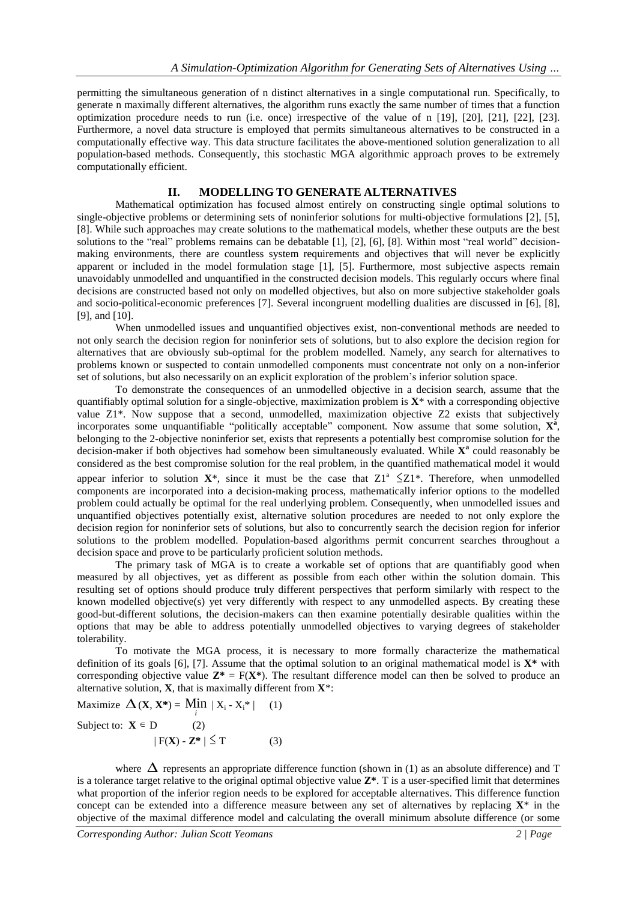permitting the simultaneous generation of n distinct alternatives in a single computational run. Specifically, to generate n maximally different alternatives, the algorithm runs exactly the same number of times that a function optimization procedure needs to run (i.e. once) irrespective of the value of n [19], [20], [21], [22], [23]. Furthermore, a novel data structure is employed that permits simultaneous alternatives to be constructed in a computationally effective way. This data structure facilitates the above-mentioned solution generalization to all population-based methods. Consequently, this stochastic MGA algorithmic approach proves to be extremely computationally efficient.

## II. MODELLING TO GENERATE ALTERNATIVES

Mathematical optimization has focused almost entirely on constructing single optimal solutions to single-objective problems or determining sets of noninferior solutions for multi-objective formulations [2], [5], [8]. While such approaches may create solutions to the mathematical models, whether these outputs are the best solutions to the "real" problems remains can be debatable [1], [2], [6], [8]. Within most "real world" decision-making environments, there are countless system requirements and objectives that will never be explicitly apparent or included in the model formulation stage [1], [5]. Furthermore, most subjective aspects remain unavoidably unmodelled and unquantified in the constructed decision models. This regularly occurs where final decisions are constructed based not only on modelled objectives, but also on more subjective stakeholder goals and socio-political-economic preferences [7]. Several incongruent modelling dualities are discussed in [6], [8], [9], and [10].

When unmodelled issues and unquantified objectives exist, non-conventional methods are needed to not only search the decision region for noninferior sets of solutions, but to also explore the decision region for alternatives that are obviously sub-optimal for the problem modelled. Namely, any search for alternatives to problems known or suspected to contain unmodelled components must concentrate not only on a non-inferior set of solutions, but also necessarily on an explicit exploration of the problem's inferior solution space.

To demonstrate the consequences of an unmodelled objective in a decision search, assume that the quantifiably optimal solution for a single-objective, maximization problem is $\mathbf{X}^*$ with a corresponding objective value $Z1^*$. Now suppose that a second, unmodelled, maximization objective Z2 exists that subjectively incorporates some unquantifiable "politically acceptable" component. Now assume that some solution, $\mathbf{X}^a$, belonging to the 2-objective noninferior set, exists that represents a potentially best compromise solution for the decision-maker if both objectives had somehow been simultaneously evaluated. While $\mathbf{X}^a$ could reasonably be considered as the best compromise solution for the real problem, in the quantified mathematical model it would appear inferior to solution $\mathbf{X}^*$, since it must be the case that $Z1^a \leq Z1^*$. Therefore, when unmodelled components are incorporated into a decision-making process, mathematically inferior options to the modelled problem could actually be optimal for the real underlying problem. Consequently, when unmodelled issues and unquantified objectives potentially exist, alternative solution procedures are needed to not only explore the decision region for noninferior sets of solutions, but also to concurrently search the decision region for inferior solutions to the problem modelled. Population-based algorithms permit concurrent searches throughout a decision space and prove to be particularly proficient solution methods.

The primary task of MGA is to create a workable set of options that are quantifiably good when measured by all objectives, yet as different as possible from each other within the solution domain. This resulting set of options should produce truly different perspectives that perform similarly with respect to the known modelled objective(s) yet very differently with respect to any unmodelled aspects. By creating these good-but-different solutions, the decision-makers can then examine potentially desirable qualities within the options that may be able to address potentially unmodelled objectives to varying degrees of stakeholder tolerability.

To motivate the MGA process, it is necessary to more formally characterize the mathematical definition of its goals [6], [7]. Assume that the optimal solution to an original mathematical model is $\mathbf{X^*}$ with corresponding objective value $\mathbf{Z^*} = F(\mathbf{X^*})$. The resultant difference model can then be solved to produce an alternative solution, $\mathbf{X}$, that is maximally different from $\mathbf{X}^*$:

$$\text{Maximize } \Delta(\mathbf{X}, \mathbf{X^*}) = \min_i |X_i - X_i^*| \qquad (1)$$

$$\text{Subject to: } \mathbf{X} \in D \qquad (2)$$

$$|F(\mathbf{X}) - \mathbf{Z^*}| \leq T \qquad (3)$$

where $\Delta$ represents an appropriate difference function (shown in (1) as an absolute difference) and T is a tolerance target relative to the original optimal objective value $\mathbf{Z^*}$. T is a user-specified limit that determines what proportion of the inferior region needs to be explored for acceptable alternatives. This difference function concept can be extended into a difference measure between any set of alternatives by replacing $\mathbf{X}^*$ in the objective of the maximal difference model and calculating the overall minimum absolute difference (or some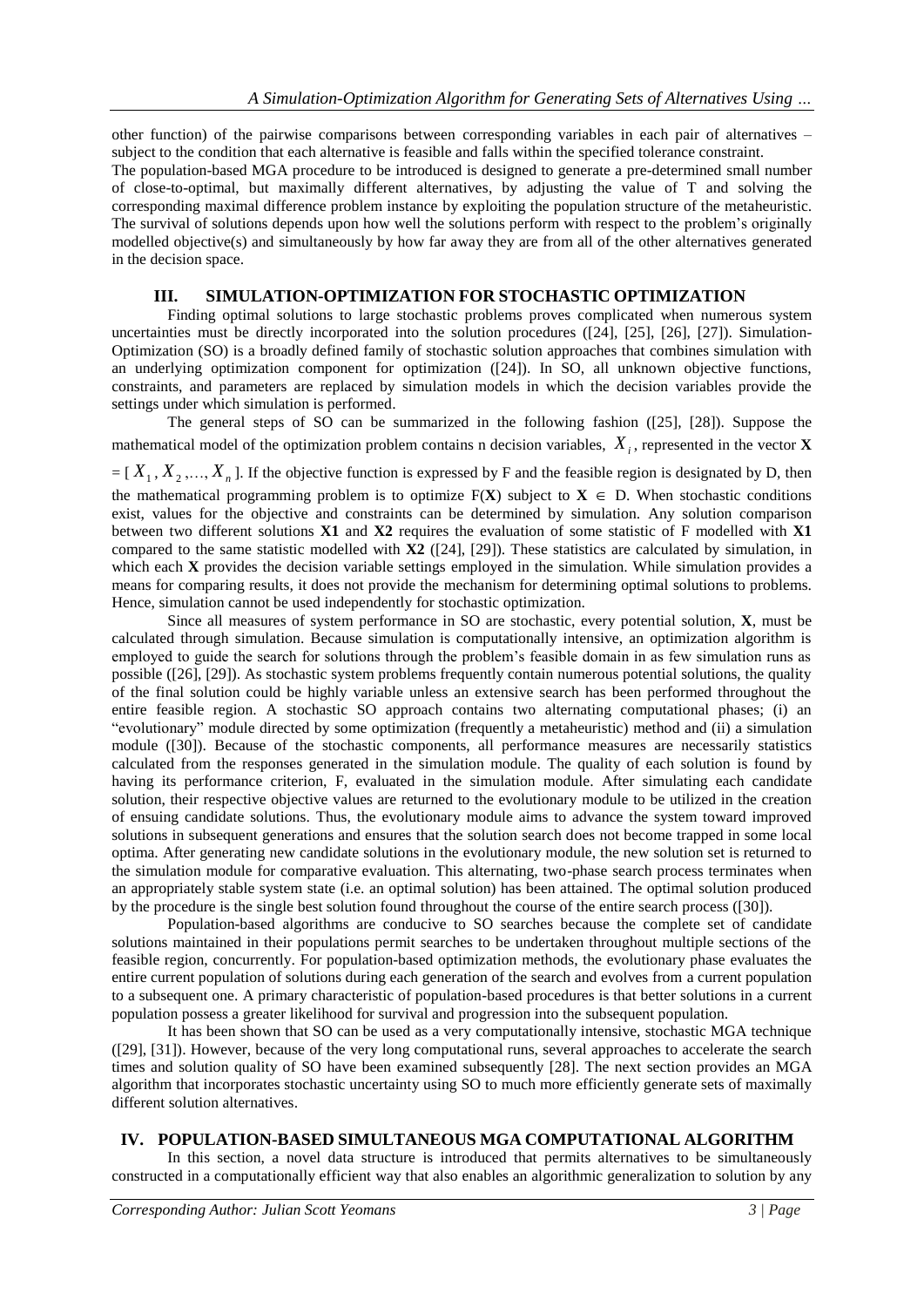other function) of the pairwise comparisons between corresponding variables in each pair of alternatives – subject to the condition that each alternative is feasible and falls within the specified tolerance constraint.

The population-based MGA procedure to be introduced is designed to generate a pre-determined small number of close-to-optimal, but maximally different alternatives, by adjusting the value of T and solving the corresponding maximal difference problem instance by exploiting the population structure of the metaheuristic. The survival of solutions depends upon how well the solutions perform with respect to the problem's originally modelled objective(s) and simultaneously by how far away they are from all of the other alternatives generated in the decision space.

## III. SIMULATION-OPTIMIZATION FOR STOCHASTIC OPTIMIZATION

Finding optimal solutions to large stochastic problems proves complicated when numerous system uncertainties must be directly incorporated into the solution procedures ([24], [25], [26], [27]). Simulation-Optimization (SO) is a broadly defined family of stochastic solution approaches that combines simulation with an underlying optimization component for optimization ([24]). In SO, all unknown objective functions, constraints, and parameters are replaced by simulation models in which the decision variables provide the settings under which simulation is performed.

The general steps of SO can be summarized in the following fashion ([25], [28]). Suppose the mathematical model of the optimization problem contains n decision variables, $X_i$, represented in the vector **X** = [ $X_1, X_2, \ldots, X_n$ ]. If the objective function is expressed by F and the feasible region is designated by D, then the mathematical programming problem is to optimize F(**X**) subject to **X** $\in$ D. When stochastic conditions exist, values for the objective and constraints can be determined by simulation. Any solution comparison between two different solutions **X1** and **X2** requires the evaluation of some statistic of F modelled with **X1** compared to the same statistic modelled with **X2** ([24], [29]). These statistics are calculated by simulation, in which each **X** provides the decision variable settings employed in the simulation. While simulation provides a means for comparing results, it does not provide the mechanism for determining optimal solutions to problems. Hence, simulation cannot be used independently for stochastic optimization.

Since all measures of system performance in SO are stochastic, every potential solution, **X**, must be calculated through simulation. Because simulation is computationally intensive, an optimization algorithm is employed to guide the search for solutions through the problem's feasible domain in as few simulation runs as possible ([26], [29]). As stochastic system problems frequently contain numerous potential solutions, the quality of the final solution could be highly variable unless an extensive search has been performed throughout the entire feasible region. A stochastic SO approach contains two alternating computational phases; (i) an "evolutionary" module directed by some optimization (frequently a metaheuristic) method and (ii) a simulation module ([30]). Because of the stochastic components, all performance measures are necessarily statistics calculated from the responses generated in the simulation module. The quality of each solution is found by having its performance criterion, F, evaluated in the simulation module. After simulating each candidate solution, their respective objective values are returned to the evolutionary module to be utilized in the creation of ensuing candidate solutions. Thus, the evolutionary module aims to advance the system toward improved solutions in subsequent generations and ensures that the solution search does not become trapped in some local optima. After generating new candidate solutions in the evolutionary module, the new solution set is returned to the simulation module for comparative evaluation. This alternating, two-phase search process terminates when an appropriately stable system state (i.e. an optimal solution) has been attained. The optimal solution produced by the procedure is the single best solution found throughout the course of the entire search process ([30]).

Population-based algorithms are conducive to SO searches because the complete set of candidate solutions maintained in their populations permit searches to be undertaken throughout multiple sections of the feasible region, concurrently. For population-based optimization methods, the evolutionary phase evaluates the entire current population of solutions during each generation of the search and evolves from a current population to a subsequent one. A primary characteristic of population-based procedures is that better solutions in a current population possess a greater likelihood for survival and progression into the subsequent population.

It has been shown that SO can be used as a very computationally intensive, stochastic MGA technique ([29], [31]). However, because of the very long computational runs, several approaches to accelerate the search times and solution quality of SO have been examined subsequently [28]. The next section provides an MGA algorithm that incorporates stochastic uncertainty using SO to much more efficiently generate sets of maximally different solution alternatives.

## IV. POPULATION-BASED SIMULTANEOUS MGA COMPUTATIONAL ALGORITHM

In this section, a novel data structure is introduced that permits alternatives to be simultaneously constructed in a computationally efficient way that also enables an algorithmic generalization to solution by any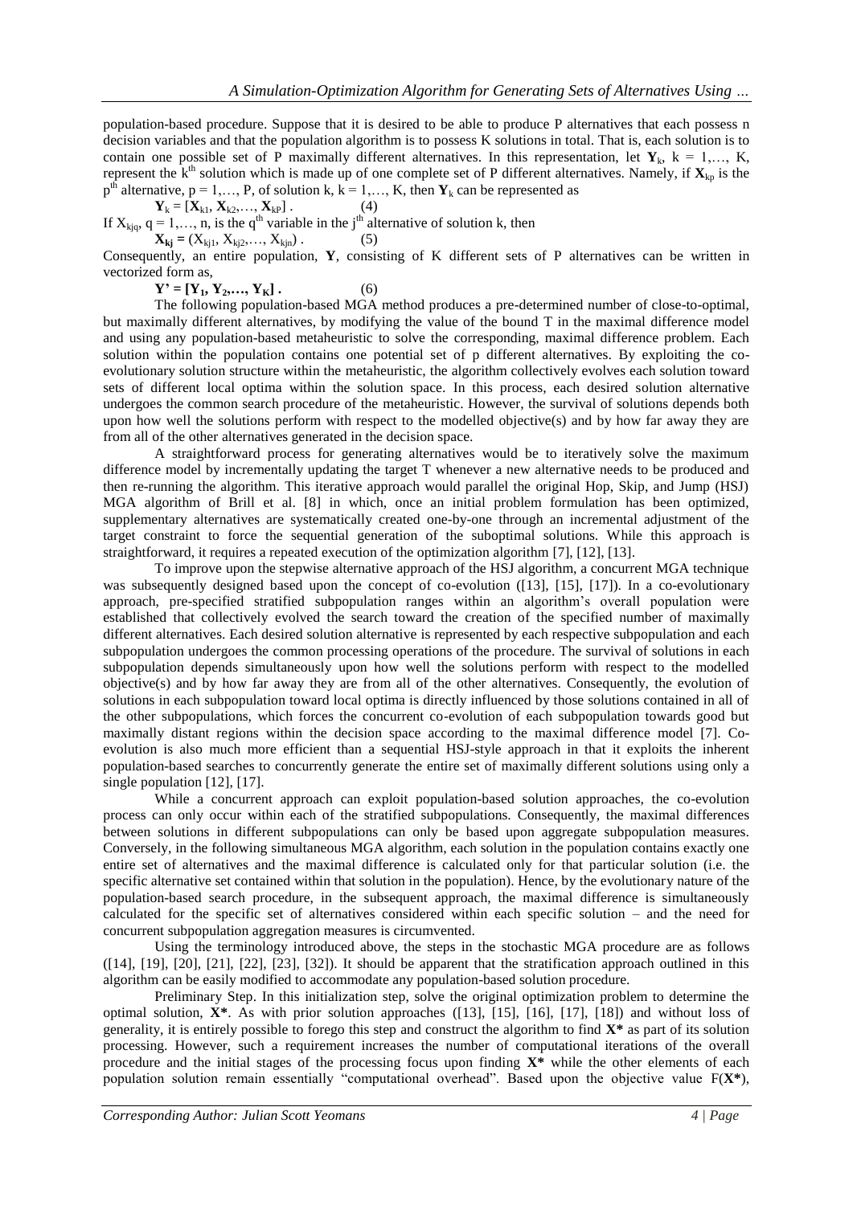population-based procedure. Suppose that it is desired to be able to produce P alternatives that each possess n decision variables and that the population algorithm is to possess K solutions in total. That is, each solution is to contain one possible set of P maximally different alternatives. In this representation, let $\mathbf{Y}_k$, $k = 1,\ldots, K$, represent the $k^{th}$ solution which is made up of one complete set of P different alternatives. Namely, if $\mathbf{X}_{kp}$ is the $p^{th}$ alternative, $p = 1,\ldots, P$, of solution k, $k = 1,\ldots, K$, then $\mathbf{Y}_k$ can be represented as

$$\mathbf{Y}_k = [\mathbf{X}_{k1}, \mathbf{X}_{k2},\ldots, \mathbf{X}_{kP}] . \qquad (4)$$

If $X_{kjq}$, $q = 1,\ldots, n$, is the $q^{th}$ variable in the $j^{th}$ alternative of solution k, then

$$\mathbf{X}_{kj} = (X_{kj1}, X_{kj2},\ldots, X_{kjn}) . \qquad (5)$$

Consequently, an entire population, $\mathbf{Y}$, consisting of K different sets of P alternatives can be written in vectorized form as,

$$\mathbf{Y'} = [\mathbf{Y}_1, \mathbf{Y}_2,\ldots, \mathbf{Y}_K] . \qquad (6)$$

The following population-based MGA method produces a pre-determined number of close-to-optimal, but maximally different alternatives, by modifying the value of the bound T in the maximal difference model and using any population-based metaheuristic to solve the corresponding, maximal difference problem. Each solution within the population contains one potential set of p different alternatives. By exploiting the co-evolutionary solution structure within the metaheuristic, the algorithm collectively evolves each solution toward sets of different local optima within the solution space. In this process, each desired solution alternative undergoes the common search procedure of the metaheuristic. However, the survival of solutions depends both upon how well the solutions perform with respect to the modelled objective(s) and by how far away they are from all of the other alternatives generated in the decision space.

A straightforward process for generating alternatives would be to iteratively solve the maximum difference model by incrementally updating the target T whenever a new alternative needs to be produced and then re-running the algorithm. This iterative approach would parallel the original Hop, Skip, and Jump (HSJ) MGA algorithm of Brill et al. [8] in which, once an initial problem formulation has been optimized, supplementary alternatives are systematically created one-by-one through an incremental adjustment of the target constraint to force the sequential generation of the suboptimal solutions. While this approach is straightforward, it requires a repeated execution of the optimization algorithm [7], [12], [13].

To improve upon the stepwise alternative approach of the HSJ algorithm, a concurrent MGA technique was subsequently designed based upon the concept of co-evolution ([13], [15], [17]). In a co-evolutionary approach, pre-specified stratified subpopulation ranges within an algorithm's overall population were established that collectively evolved the search toward the creation of the specified number of maximally different alternatives. Each desired solution alternative is represented by each respective subpopulation and each subpopulation undergoes the common processing operations of the procedure. The survival of solutions in each subpopulation depends simultaneously upon how well the solutions perform with respect to the modelled objective(s) and by how far away they are from all of the other alternatives. Consequently, the evolution of solutions in each subpopulation toward local optima is directly influenced by those solutions contained in all of the other subpopulations, which forces the concurrent co-evolution of each subpopulation towards good but maximally distant regions within the decision space according to the maximal difference model [7]. Co-evolution is also much more efficient than a sequential HSJ-style approach in that it exploits the inherent population-based searches to concurrently generate the entire set of maximally different solutions using only a single population [12], [17].

While a concurrent approach can exploit population-based solution approaches, the co-evolution process can only occur within each of the stratified subpopulations. Consequently, the maximal differences between solutions in different subpopulations can only be based upon aggregate subpopulation measures. Conversely, in the following simultaneous MGA algorithm, each solution in the population contains exactly one entire set of alternatives and the maximal difference is calculated only for that particular solution (i.e. the specific alternative set contained within that solution in the population). Hence, by the evolutionary nature of the population-based search procedure, in the subsequent approach, the maximal difference is simultaneously calculated for the specific set of alternatives considered within each specific solution – and the need for concurrent subpopulation aggregation measures is circumvented.

Using the terminology introduced above, the steps in the stochastic MGA procedure are as follows ([14], [19], [20], [21], [22], [23], [32]). It should be apparent that the stratification approach outlined in this algorithm can be easily modified to accommodate any population-based solution procedure.

Preliminary Step. In this initialization step, solve the original optimization problem to determine the optimal solution, $\mathbf{X^*}$. As with prior solution approaches ([13], [15], [16], [17], [18]) and without loss of generality, it is entirely possible to forego this step and construct the algorithm to find $\mathbf{X^*}$ as part of its solution processing. However, such a requirement increases the number of computational iterations of the overall procedure and the initial stages of the processing focus upon finding $\mathbf{X^*}$ while the other elements of each population solution remain essentially "computational overhead". Based upon the objective value $F(\mathbf{X^*})$,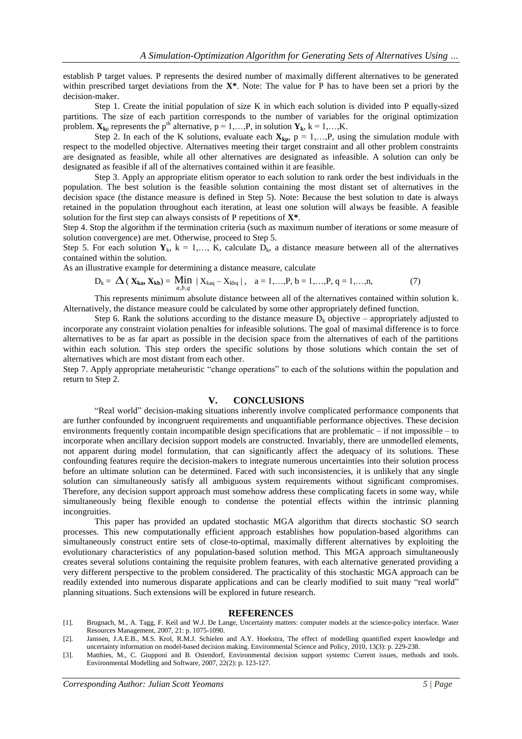establish P target values. P represents the desired number of maximally different alternatives to be generated within prescribed target deviations from the $\mathbf{X^*}$. Note: The value for P has to have been set a priori by the decision-maker.

Step 1. Create the initial population of size K in which each solution is divided into P equally-sized partitions. The size of each partition corresponds to the number of variables for the original optimization problem. $\mathbf{X}_{kp}$ represents the p[th] alternative, $p = 1,\ldots,P$, in solution $\mathbf{Y}_k$, $k = 1,\ldots,K$.

Step 2. In each of the K solutions, evaluate each $\mathbf{X}_{kp}$, $p = 1,\ldots,P$, using the simulation module with respect to the modelled objective. Alternatives meeting their target constraint and all other problem constraints are designated as feasible, while all other alternatives are designated as infeasible. A solution can only be designated as feasible if all of the alternatives contained within it are feasible.

Step 3. Apply an appropriate elitism operator to each solution to rank order the best individuals in the population. The best solution is the feasible solution containing the most distant set of alternatives in the decision space (the distance measure is defined in Step 5). Note: Because the best solution to date is always retained in the population throughout each iteration, at least one solution will always be feasible. A feasible solution for the first step can always consists of P repetitions of $\mathbf{X^*}$.

Step 4. Stop the algorithm if the termination criteria (such as maximum number of iterations or some measure of solution convergence) are met. Otherwise, proceed to Step 5.

Step 5. For each solution $\mathbf{Y}_k$, $k = 1,\ldots, K$, calculate $D_k$, a distance measure between all of the alternatives contained within the solution.

As an illustrative example for determining a distance measure, calculate

$$D_k = \Delta(\mathbf{X_{ka}}, \mathbf{X_{kb}}) = \underset{a,b,q}{\text{Min}} \; |X_{kaq} - X_{kbq}|, \quad a = 1,\ldots,P,\ b = 1,\ldots,P,\ q = 1,\ldots,n, \qquad (7)$$

This represents minimum absolute distance between all of the alternatives contained within solution k. Alternatively, the distance measure could be calculated by some other appropriately defined function.

Step 6. Rank the solutions according to the distance measure $D_k$ objective – appropriately adjusted to incorporate any constraint violation penalties for infeasible solutions. The goal of maximal difference is to force alternatives to be as far apart as possible in the decision space from the alternatives of each of the partitions within each solution. This step orders the specific solutions by those solutions which contain the set of alternatives which are most distant from each other.

Step 7. Apply appropriate metaheuristic "change operations" to each of the solutions within the population and return to Step 2.

## V. CONCLUSIONS

"Real world" decision-making situations inherently involve complicated performance components that are further confounded by incongruent requirements and unquantifiable performance objectives. These decision environments frequently contain incompatible design specifications that are problematic – if not impossible – to incorporate when ancillary decision support models are constructed. Invariably, there are unmodelled elements, not apparent during model formulation, that can significantly affect the adequacy of its solutions. These confounding features require the decision-makers to integrate numerous uncertainties into their solution process before an ultimate solution can be determined. Faced with such inconsistencies, it is unlikely that any single solution can simultaneously satisfy all ambiguous system requirements without significant compromises. Therefore, any decision support approach must somehow address these complicating facets in some way, while simultaneously being flexible enough to condense the potential effects within the intrinsic planning incongruities.

This paper has provided an updated stochastic MGA algorithm that directs stochastic SO search processes. This new computationally efficient approach establishes how population-based algorithms can simultaneously construct entire sets of close-to-optimal, maximally different alternatives by exploiting the evolutionary characteristics of any population-based solution method. This MGA approach simultaneously creates several solutions containing the requisite problem features, with each alternative generated providing a very different perspective to the problem considered. The practicality of this stochastic MGA approach can be readily extended into numerous disparate applications and can be clearly modified to suit many "real world" planning situations. Such extensions will be explored in future research.

## REFERENCES

[1]. Brugnach, M., A. Tagg, F. Keil and W.J. De Lange, Uncertainty matters: computer models at the science-policy interface. Water Resources Management, 2007, 21: p. 1075-1090.

[2]. Janssen, J.A.E.B., M.S. Krol, R.M.J. Schielen and A.Y. Hoekstra, The effect of modelling quantified expert knowledge and uncertainty information on model-based decision making. Environmental Science and Policy, 2010, 13(3): p. 229-238.

[3]. Matthies, M., C. Giupponi and B. Ostendorf, Environmental decision support systems: Current issues, methods and tools. Environmental Modelling and Software, 2007, 22(2): p. 123-127.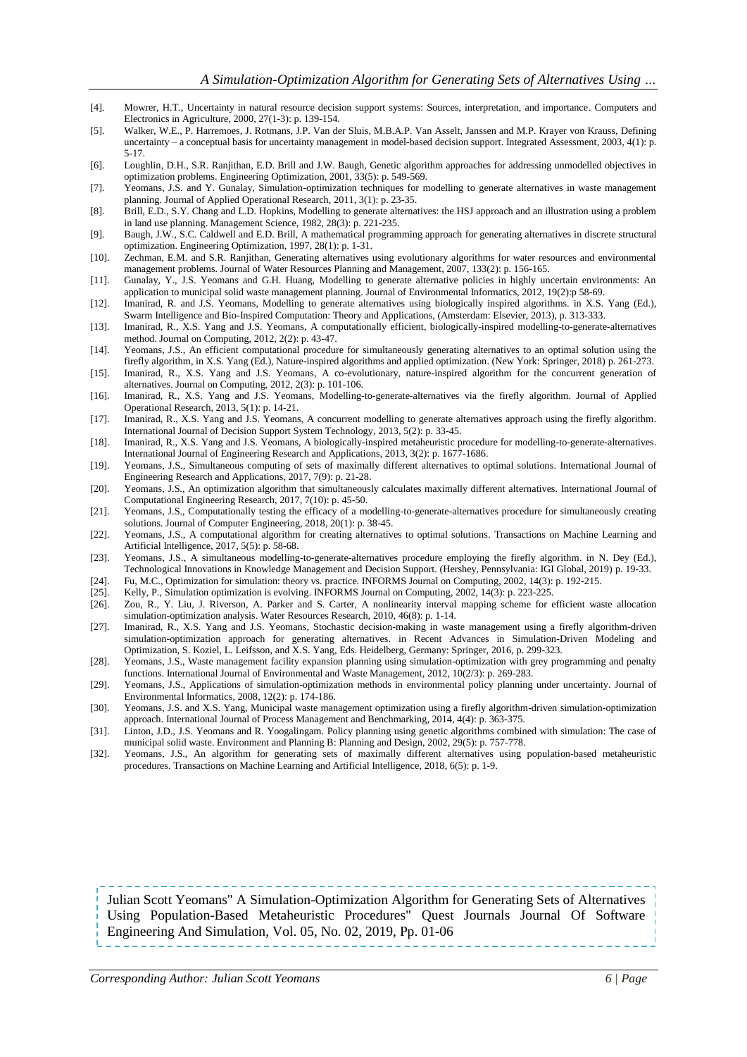[4]. Mowrer, H.T., Uncertainty in natural resource decision support systems: Sources, interpretation, and importance. Computers and Electronics in Agriculture, 2000, 27(1-3): p. 139-154.

[5]. Walker, W.E., P. Harremoes, J. Rotmans, J.P. Van der Sluis, M.B.A.P. Van Asselt, Janssen and M.P. Krayer von Krauss, Defining uncertainty – a conceptual basis for uncertainty management in model-based decision support. Integrated Assessment, 2003, 4(1): p. 5-17.

[6]. Loughlin, D.H., S.R. Ranjithan, E.D. Brill and J.W. Baugh, Genetic algorithm approaches for addressing unmodelled objectives in optimization problems. Engineering Optimization, 2001, 33(5): p. 549-569.

[7]. Yeomans, J.S. and Y. Gunalay, Simulation-optimization techniques for modelling to generate alternatives in waste management planning. Journal of Applied Operational Research, 2011, 3(1): p. 23-35.

[8]. Brill, E.D., S.Y. Chang and L.D. Hopkins, Modelling to generate alternatives: the HSJ approach and an illustration using a problem in land use planning. Management Science, 1982, 28(3): p. 221-235.

[9]. Baugh, J.W., S.C. Caldwell and E.D. Brill, A mathematical programming approach for generating alternatives in discrete structural optimization. Engineering Optimization, 1997, 28(1): p. 1-31.

[10]. Zechman, E.M. and S.R. Ranjithan, Generating alternatives using evolutionary algorithms for water resources and environmental management problems. Journal of Water Resources Planning and Management, 2007, 133(2): p. 156-165.

[11]. Gunalay, Y., J.S. Yeomans and G.H. Huang, Modelling to generate alternative policies in highly uncertain environments: An application to municipal solid waste management planning. Journal of Environmental Informatics, 2012, 19(2):p 58-69.

[12]. Imanirad, R. and J.S. Yeomans, Modelling to generate alternatives using biologically inspired algorithms. in X.S. Yang (Ed.), Swarm Intelligence and Bio-Inspired Computation: Theory and Applications, (Amsterdam: Elsevier, 2013), p. 313-333.

[13]. Imanirad, R., X.S. Yang and J.S. Yeomans, A computationally efficient, biologically-inspired modelling-to-generate-alternatives method. Journal on Computing, 2012, 2(2): p. 43-47.

[14]. Yeomans, J.S., An efficient computational procedure for simultaneously generating alternatives to an optimal solution using the firefly algorithm, in X.S. Yang (Ed.), Nature-inspired algorithms and applied optimization. (New York: Springer, 2018) p. 261-273.

[15]. Imanirad, R., X.S. Yang and J.S. Yeomans, A co-evolutionary, nature-inspired algorithm for the concurrent generation of alternatives. Journal on Computing, 2012, 2(3): p. 101-106.

[16]. Imanirad, R., X.S. Yang and J.S. Yeomans, Modelling-to-generate-alternatives via the firefly algorithm. Journal of Applied Operational Research, 2013, 5(1): p. 14-21.

[17]. Imanirad, R., X.S. Yang and J.S. Yeomans, A concurrent modelling to generate alternatives approach using the firefly algorithm. International Journal of Decision Support System Technology, 2013, 5(2): p. 33-45.

[18]. Imanirad, R., X.S. Yang and J.S. Yeomans, A biologically-inspired metaheuristic procedure for modelling-to-generate-alternatives. International Journal of Engineering Research and Applications, 2013, 3(2): p. 1677-1686.

[19]. Yeomans, J.S., Simultaneous computing of sets of maximally different alternatives to optimal solutions. International Journal of Engineering Research and Applications, 2017, 7(9): p. 21-28.

[20]. Yeomans, J.S., An optimization algorithm that simultaneously calculates maximally different alternatives. International Journal of Computational Engineering Research, 2017, 7(10): p. 45-50.

[21]. Yeomans, J.S., Computationally testing the efficacy of a modelling-to-generate-alternatives procedure for simultaneously creating solutions. Journal of Computer Engineering, 2018, 20(1): p. 38-45.

[22]. Yeomans, J.S., A computational algorithm for creating alternatives to optimal solutions. Transactions on Machine Learning and Artificial Intelligence, 2017, 5(5): p. 58-68.

[23]. Yeomans, J.S., A simultaneous modelling-to-generate-alternatives procedure employing the firefly algorithm. in N. Dey (Ed.), Technological Innovations in Knowledge Management and Decision Support. (Hershey, Pennsylvania: IGI Global, 2019) p. 19-33.

[24]. Fu, M.C., Optimization for simulation: theory vs. practice. INFORMS Journal on Computing, 2002, 14(3): p. 192-215.

[25]. Kelly, P., Simulation optimization is evolving. INFORMS Journal on Computing, 2002, 14(3): p. 223-225.

[26]. Zou, R., Y. Liu, J. Riverson, A. Parker and S. Carter, A nonlinearity interval mapping scheme for efficient waste allocation simulation-optimization analysis. Water Resources Research, 2010, 46(8): p. 1-14.

[27]. Imanirad, R., X.S. Yang and J.S. Yeomans, Stochastic decision-making in waste management using a firefly algorithm-driven simulation-optimization approach for generating alternatives. in Recent Advances in Simulation-Driven Modeling and Optimization, S. Koziel, L. Leifsson, and X.S. Yang, Eds. Heidelberg, Germany: Springer, 2016, p. 299-323.

[28]. Yeomans, J.S., Waste management facility expansion planning using simulation-optimization with grey programming and penalty functions. International Journal of Environmental and Waste Management, 2012, 10(2/3): p. 269-283.

[29]. Yeomans, J.S., Applications of simulation-optimization methods in environmental policy planning under uncertainty. Journal of Environmental Informatics, 2008, 12(2): p. 174-186.

[30]. Yeomans, J.S. and X.S. Yang, Municipal waste management optimization using a firefly algorithm-driven simulation-optimization approach. International Journal of Process Management and Benchmarking, 2014, 4(4): p. 363-375.

[31]. Linton, J.D., J.S. Yeomans and R. Yoogalingam. Policy planning using genetic algorithms combined with simulation: The case of municipal solid waste. Environment and Planning B: Planning and Design, 2002, 29(5): p. 757-778.

[32]. Yeomans, J.S., An algorithm for generating sets of maximally different alternatives using population-based metaheuristic procedures. Transactions on Machine Learning and Artificial Intelligence, 2018, 6(5): p. 1-9.

Julian Scott Yeomans" A Simulation-Optimization Algorithm for Generating Sets of Alternatives Using Population-Based Metaheuristic Procedures" Quest Journals Journal Of Software Engineering And Simulation, Vol. 05, No. 02, 2019, Pp. 01-06